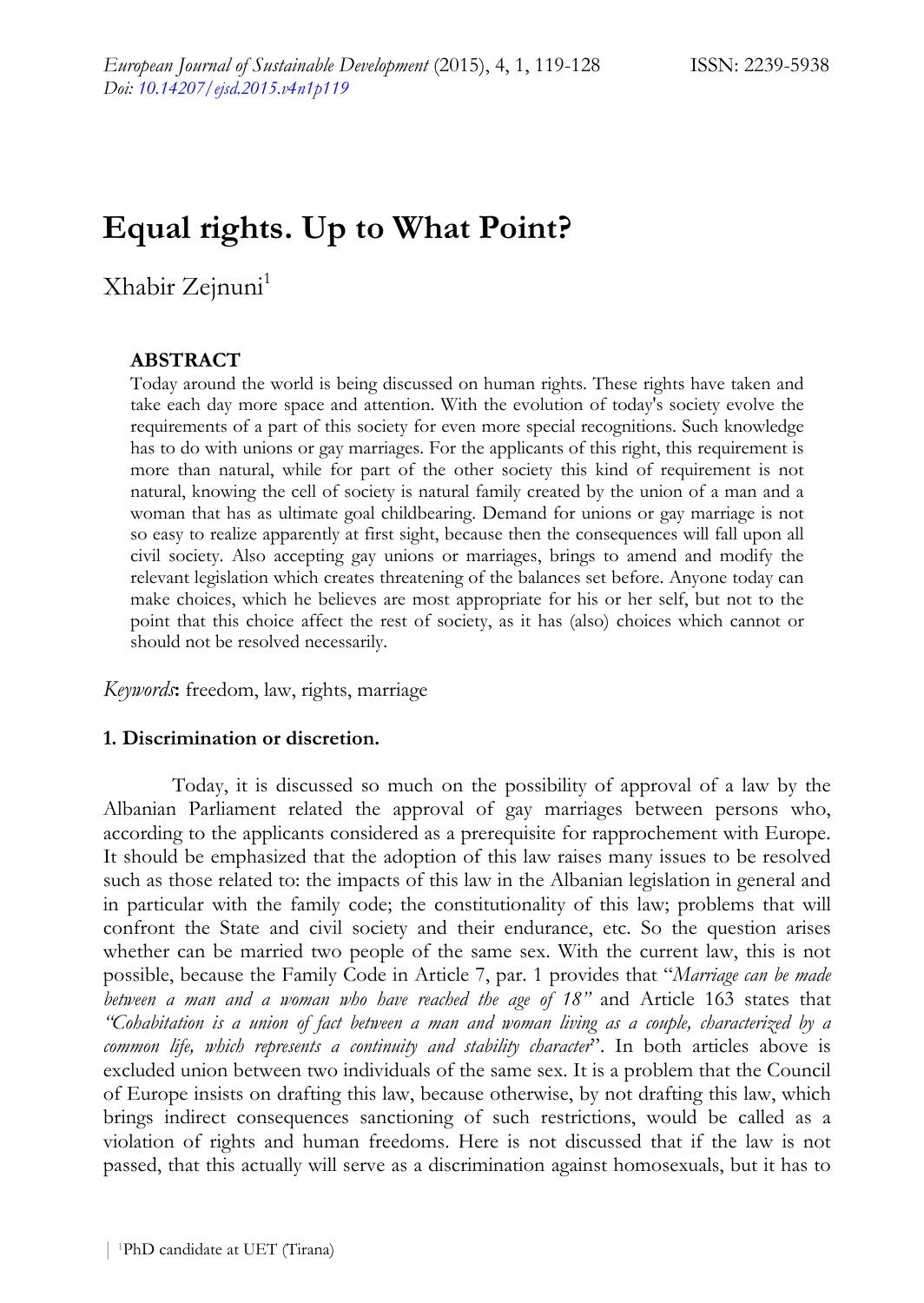# Equal rights. Up to What Point?

Xhabir Zejnuni[1]

### ABSTRACT

Today around the world is being discussed on human rights. These rights have taken and take each day more space and attention. With the evolution of today's society evolve the requirements of a part of this society for even more special recognitions. Such knowledge has to do with unions or gay marriages. For the applicants of this right, this requirement is more than natural, while for part of the other society this kind of requirement is not natural, knowing the cell of society is natural family created by the union of a man and a woman that has as ultimate goal childbearing. Demand for unions or gay marriage is not so easy to realize apparently at first sight, because then the consequences will fall upon all civil society. Also accepting gay unions or marriages, brings to amend and modify the relevant legislation which creates threatening of the balances set before. Anyone today can make choices, which he believes are most appropriate for his or her self, but not to the point that this choice affect the rest of society, as it has (also) choices which cannot or should not be resolved necessarily.

*Keywords***:** freedom, law, rights, marriage

### 1. Discrimination or discretion.

Today, it is discussed so much on the possibility of approval of a law by the Albanian Parliament related the approval of gay marriages between persons who, according to the applicants considered as a prerequisite for rapprochement with Europe. It should be emphasized that the adoption of this law raises many issues to be resolved such as those related to: the impacts of this law in the Albanian legislation in general and in particular with the family code; the constitutionality of this law; problems that will confront the State and civil society and their endurance, etc. So the question arises whether can be married two people of the same sex. With the current law, this is not possible, because the Family Code in Article 7, par. 1 provides that "*Marriage can be made between a man and a woman who have reached the age of 18"* and Article 163 states that *"Cohabitation is a union of fact between a man and woman living as a couple, characterized by a common life, which represents a continuity and stability character*". In both articles above is excluded union between two individuals of the same sex. It is a problem that the Council of Europe insists on drafting this law, because otherwise, by not drafting this law, which brings indirect consequences sanctioning of such restrictions, would be called as a violation of rights and human freedoms. Here is not discussed that if the law is not passed, that this actually will serve as a discrimination against homosexuals, but it has to

[1] PhD candidate at UET (Tirana)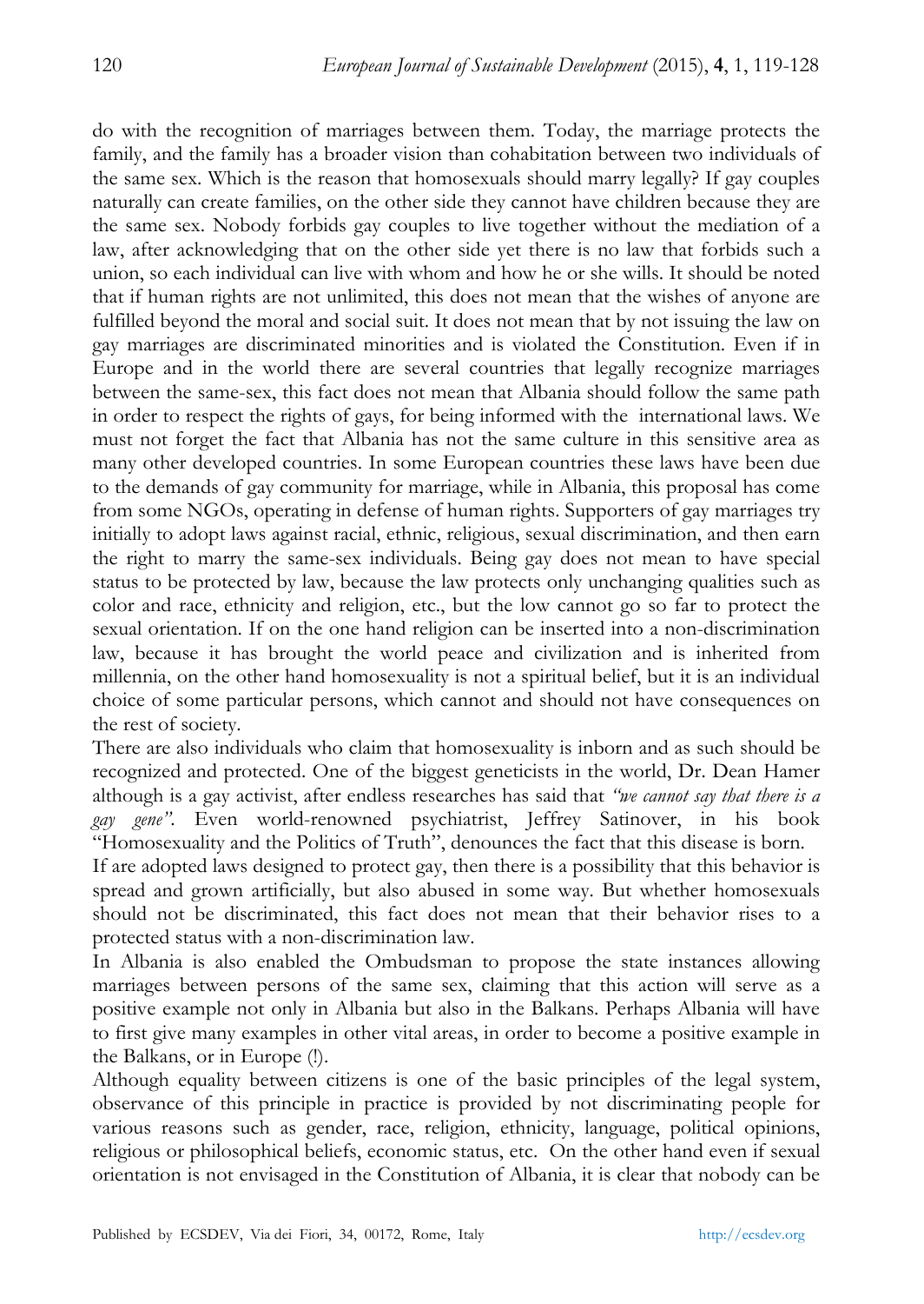do with the recognition of marriages between them. Today, the marriage protects the family, and the family has a broader vision than cohabitation between two individuals of the same sex. Which is the reason that homosexuals should marry legally? If gay couples naturally can create families, on the other side they cannot have children because they are the same sex. Nobody forbids gay couples to live together without the mediation of a law, after acknowledging that on the other side yet there is no law that forbids such a union, so each individual can live with whom and how he or she wills. It should be noted that if human rights are not unlimited, this does not mean that the wishes of anyone are fulfilled beyond the moral and social suit. It does not mean that by not issuing the law on gay marriages are discriminated minorities and is violated the Constitution. Even if in Europe and in the world there are several countries that legally recognize marriages between the same-sex, this fact does not mean that Albania should follow the same path in order to respect the rights of gays, for being informed with the international laws. We must not forget the fact that Albania has not the same culture in this sensitive area as many other developed countries. In some European countries these laws have been due to the demands of gay community for marriage, while in Albania, this proposal has come from some NGOs, operating in defense of human rights. Supporters of gay marriages try initially to adopt laws against racial, ethnic, religious, sexual discrimination, and then earn the right to marry the same-sex individuals. Being gay does not mean to have special status to be protected by law, because the law protects only unchanging qualities such as color and race, ethnicity and religion, etc., but the low cannot go so far to protect the sexual orientation. If on the one hand religion can be inserted into a non-discrimination law, because it has brought the world peace and civilization and is inherited from millennia, on the other hand homosexuality is not a spiritual belief, but it is an individual choice of some particular persons, which cannot and should not have consequences on the rest of society.

There are also individuals who claim that homosexuality is inborn and as such should be recognized and protected. One of the biggest geneticists in the world, Dr. Dean Hamer although is a gay activist, after endless researches has said that *"we cannot say that there is a gay gene"*. Even world-renowned psychiatrist, Jeffrey Satinover, in his book "Homosexuality and the Politics of Truth", denounces the fact that this disease is born.

If are adopted laws designed to protect gay, then there is a possibility that this behavior is spread and grown artificially, but also abused in some way. But whether homosexuals should not be discriminated, this fact does not mean that their behavior rises to a protected status with a non-discrimination law.

In Albania is also enabled the Ombudsman to propose the state instances allowing marriages between persons of the same sex, claiming that this action will serve as a positive example not only in Albania but also in the Balkans. Perhaps Albania will have to first give many examples in other vital areas, in order to become a positive example in the Balkans, or in Europe (!).

Although equality between citizens is one of the basic principles of the legal system, observance of this principle in practice is provided by not discriminating people for various reasons such as gender, race, religion, ethnicity, language, political opinions, religious or philosophical beliefs, economic status, etc. On the other hand even if sexual orientation is not envisaged in the Constitution of Albania, it is clear that nobody can be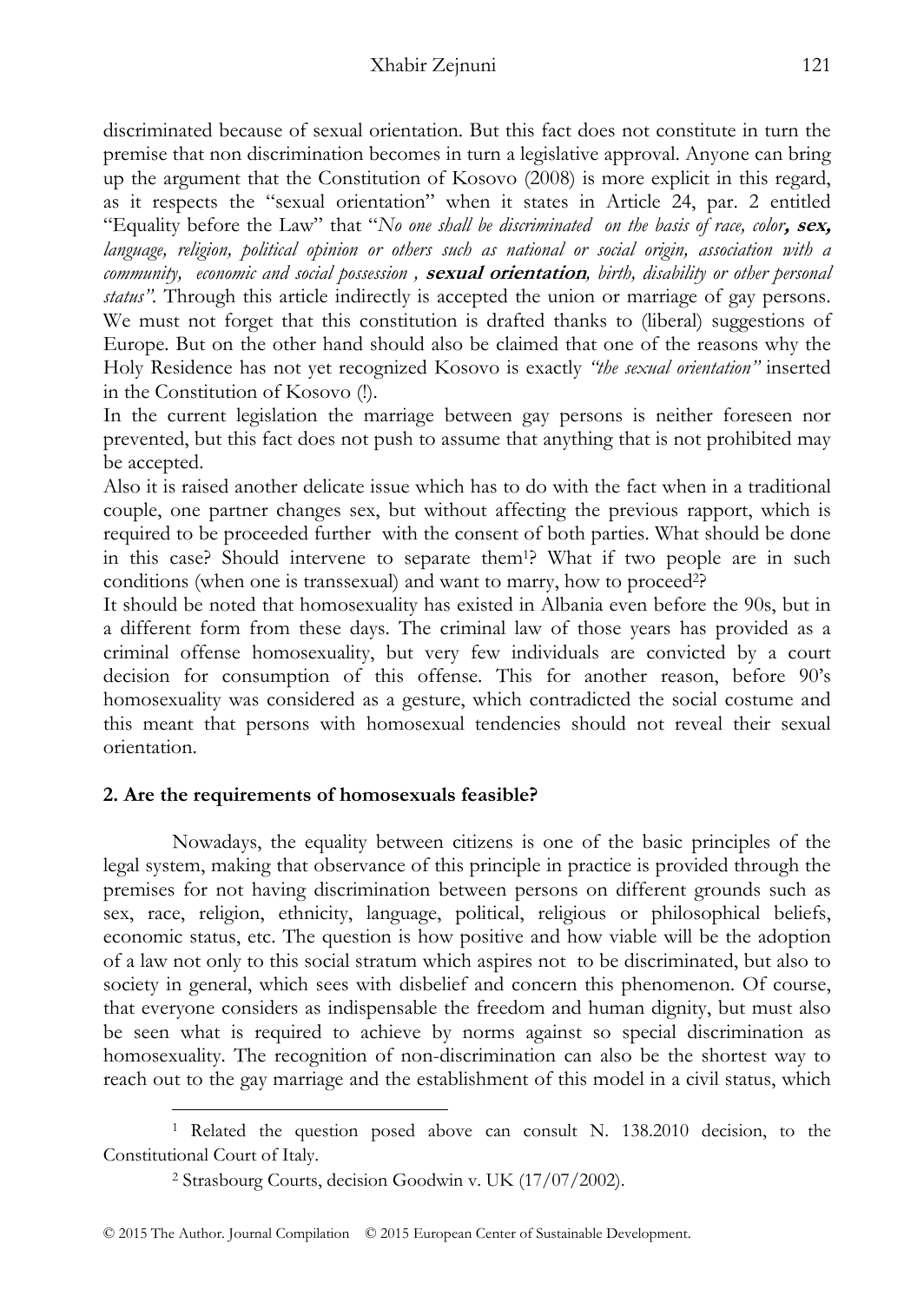discriminated because of sexual orientation. But this fact does not constitute in turn the premise that non discrimination becomes in turn a legislative approval. Anyone can bring up the argument that the Constitution of Kosovo (2008) is more explicit in this regard, as it respects the "sexual orientation" when it states in Article 24, par. 2 entitled "Equality before the Law" that "*No one shall be discriminated on the basis of race, color*, ***sex,*** *language, religion, political opinion or others such as national or social origin, association with a community, economic and social possession ,* ***sexual orientation****, birth, disability or other personal status"*. Through this article indirectly is accepted the union or marriage of gay persons. We must not forget that this constitution is drafted thanks to (liberal) suggestions of Europe. But on the other hand should also be claimed that one of the reasons why the Holy Residence has not yet recognized Kosovo is exactly *"the sexual orientation"* inserted in the Constitution of Kosovo (!).

In the current legislation the marriage between gay persons is neither foreseen nor prevented, but this fact does not push to assume that anything that is not prohibited may be accepted.

Also it is raised another delicate issue which has to do with the fact when in a traditional couple, one partner changes sex, but without affecting the previous rapport, which is required to be proceeded further with the consent of both parties. What should be done in this case? Should intervene to separate them[1]? What if two people are in such conditions (when one is transsexual) and want to marry, how to proceed[2]?

It should be noted that homosexuality has existed in Albania even before the 90s, but in a different form from these days. The criminal law of those years has provided as a criminal offense homosexuality, but very few individuals are convicted by a court decision for consumption of this offense. This for another reason, before 90's homosexuality was considered as a gesture, which contradicted the social costume and this meant that persons with homosexual tendencies should not reveal their sexual orientation.

## 2. Are the requirements of homosexuals feasible?

Nowadays, the equality between citizens is one of the basic principles of the legal system, making that observance of this principle in practice is provided through the premises for not having discrimination between persons on different grounds such as sex, race, religion, ethnicity, language, political, religious or philosophical beliefs, economic status, etc. The question is how positive and how viable will be the adoption of a law not only to this social stratum which aspires not to be discriminated, but also to society in general, which sees with disbelief and concern this phenomenon. Of course, that everyone considers as indispensable the freedom and human dignity, but must also be seen what is required to achieve by norms against so special discrimination as homosexuality. The recognition of non-discrimination can also be the shortest way to reach out to the gay marriage and the establishment of this model in a civil status, which

[1] Related the question posed above can consult N. 138.2010 decision, to the Constitutional Court of Italy.

[2] Strasbourg Courts, decision Goodwin v. UK (17/07/2002).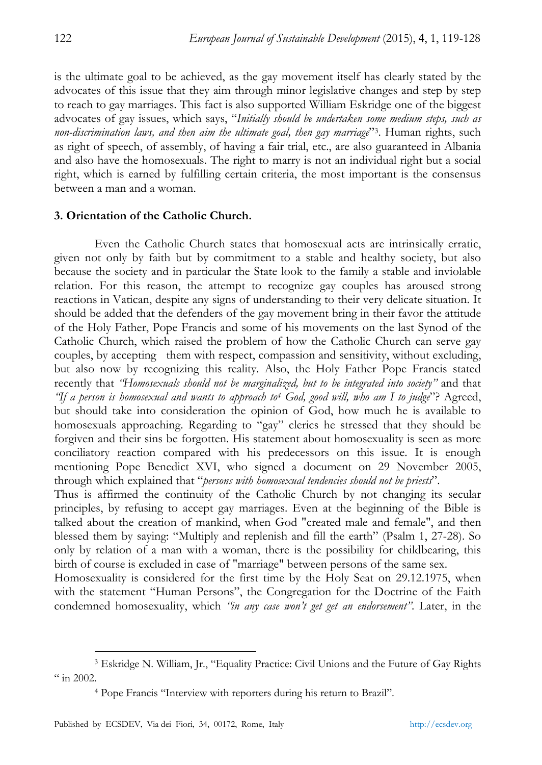is the ultimate goal to be achieved, as the gay movement itself has clearly stated by the advocates of this issue that they aim through minor legislative changes and step by step to reach to gay marriages. This fact is also supported William Eskridge one of the biggest advocates of gay issues, which says, "*Initially should be undertaken some medium steps, such as non-discrimination laws, and then aim the ultimate goal, then gay marriage*"[3]. Human rights, such as right of speech, of assembly, of having a fair trial, etc., are also guaranteed in Albania and also have the homosexuals. The right to marry is not an individual right but a social right, which is earned by fulfilling certain criteria, the most important is the consensus between a man and a woman.

### 3. Orientation of the Catholic Church.

Even the Catholic Church states that homosexual acts are intrinsically erratic, given not only by faith but by commitment to a stable and healthy society, but also because the society and in particular the State look to the family a stable and inviolable relation. For this reason, the attempt to recognize gay couples has aroused strong reactions in Vatican, despite any signs of understanding to their very delicate situation. It should be added that the defenders of the gay movement bring in their favor the attitude of the Holy Father, Pope Francis and some of his movements on the last Synod of the Catholic Church, which raised the problem of how the Catholic Church can serve gay couples, by accepting them with respect, compassion and sensitivity, without excluding, but also now by recognizing this reality. Also, the Holy Father Pope Francis stated recently that *"Homosexuals should not be marginalized, but to be integrated into society"* and that *"If a person is homosexual and wants to approach to*[4] *God, good will, who am I to judge*"? Agreed, but should take into consideration the opinion of God, how much he is available to homosexuals approaching. Regarding to "gay" clerics he stressed that they should be forgiven and their sins be forgotten. His statement about homosexuality is seen as more conciliatory reaction compared with his predecessors on this issue. It is enough mentioning Pope Benedict XVI, who signed a document on 29 November 2005, through which explained that "*persons with homosexual tendencies should not be priests*".

Thus is affirmed the continuity of the Catholic Church by not changing its secular principles, by refusing to accept gay marriages. Even at the beginning of the Bible is talked about the creation of mankind, when God "created male and female", and then blessed them by saying: "Multiply and replenish and fill the earth" (Psalm 1, 27-28). So only by relation of a man with a woman, there is the possibility for childbearing, this birth of course is excluded in case of "marriage" between persons of the same sex.

Homosexuality is considered for the first time by the Holy Seat on 29.12.1975, when with the statement "Human Persons", the Congregation for the Doctrine of the Faith condemned homosexuality, which *"in any case won't get get an endorsement"*. Later, in the

---

[3] Eskridge N. William, Jr., "Equality Practice: Civil Unions and the Future of Gay Rights " in 2002.

[4] Pope Francis "Interview with reporters during his return to Brazil".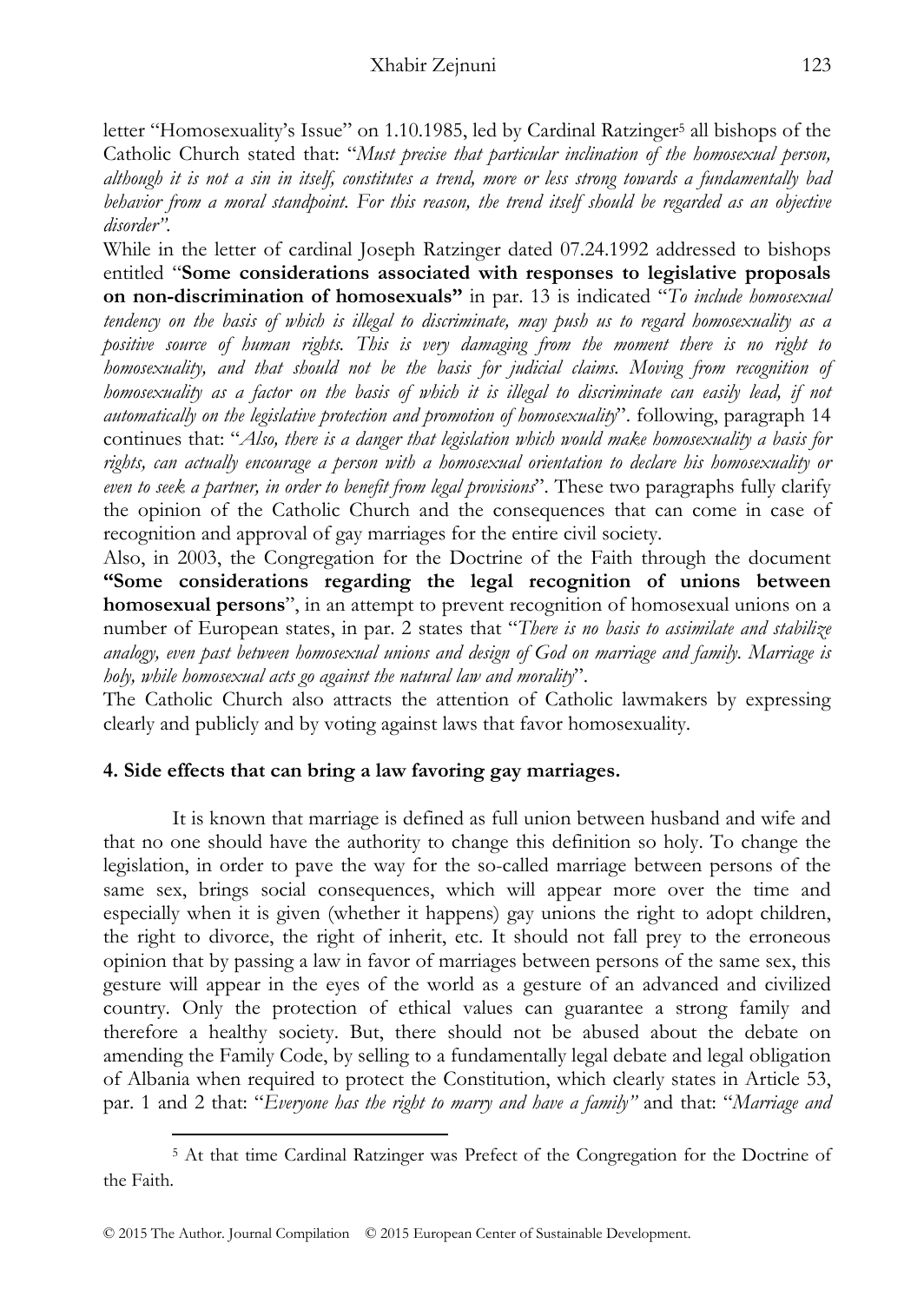letter "Homosexuality's Issue" on 1.10.1985, led by Cardinal Ratzinger[5] all bishops of the Catholic Church stated that: "*Must precise that particular inclination of the homosexual person, although it is not a sin in itself, constitutes a trend, more or less strong towards a fundamentally bad behavior from a moral standpoint. For this reason, the trend itself should be regarded as an objective disorder"*.

While in the letter of cardinal Joseph Ratzinger dated 07.24.1992 addressed to bishops entitled "**Some considerations associated with responses to legislative proposals on non-discrimination of homosexuals"** in par. 13 is indicated "*To include homosexual tendency on the basis of which is illegal to discriminate, may push us to regard homosexuality as a positive source of human rights. This is very damaging from the moment there is no right to homosexuality, and that should not be the basis for judicial claims. Moving from recognition of homosexuality as a factor on the basis of which it is illegal to discriminate can easily lead, if not automatically on the legislative protection and promotion of homosexuality*". following, paragraph 14 continues that: "*Also, there is a danger that legislation which would make homosexuality a basis for rights, can actually encourage a person with a homosexual orientation to declare his homosexuality or even to seek a partner, in order to benefit from legal provisions*". These two paragraphs fully clarify the opinion of the Catholic Church and the consequences that can come in case of recognition and approval of gay marriages for the entire civil society.

Also, in 2003, the Congregation for the Doctrine of the Faith through the document **"Some considerations regarding the legal recognition of unions between homosexual persons**", in an attempt to prevent recognition of homosexual unions on a number of European states, in par. 2 states that "*There is no basis to assimilate and stabilize analogy, even past between homosexual unions and design of God on marriage and family. Marriage is holy, while homosexual acts go against the natural law and morality*".

The Catholic Church also attracts the attention of Catholic lawmakers by expressing clearly and publicly and by voting against laws that favor homosexuality.

## 4. Side effects that can bring a law favoring gay marriages.

It is known that marriage is defined as full union between husband and wife and that no one should have the authority to change this definition so holy. To change the legislation, in order to pave the way for the so-called marriage between persons of the same sex, brings social consequences, which will appear more over the time and especially when it is given (whether it happens) gay unions the right to adopt children, the right to divorce, the right of inherit, etc. It should not fall prey to the erroneous opinion that by passing a law in favor of marriages between persons of the same sex, this gesture will appear in the eyes of the world as a gesture of an advanced and civilized country. Only the protection of ethical values can guarantee a strong family and therefore a healthy society. But, there should not be abused about the debate on amending the Family Code, by selling to a fundamentally legal debate and legal obligation of Albania when required to protect the Constitution, which clearly states in Article 53, par. 1 and 2 that: "*Everyone has the right to marry and have a family"* and that: "*Marriage and*

---

[5] At that time Cardinal Ratzinger was Prefect of the Congregation for the Doctrine of the Faith.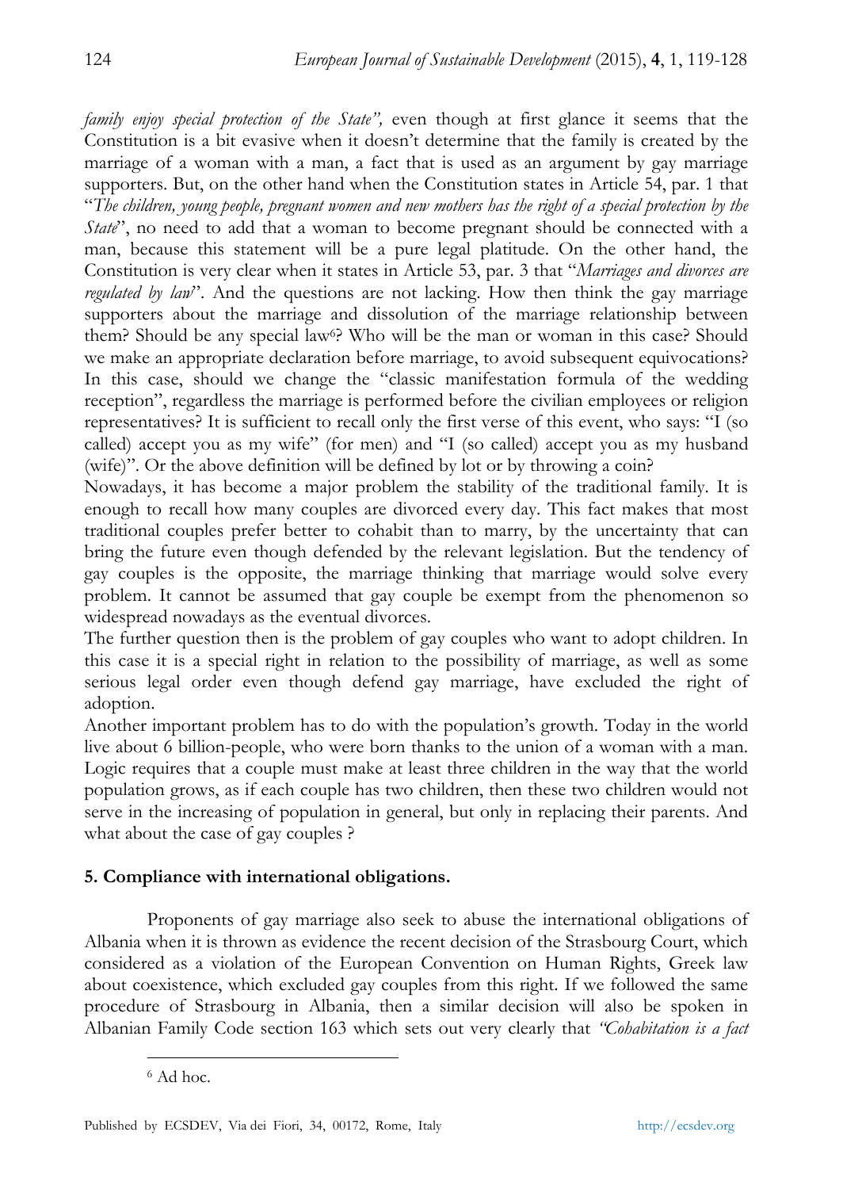*family enjoy special protection of the State",* even though at first glance it seems that the Constitution is a bit evasive when it doesn't determine that the family is created by the marriage of a woman with a man, a fact that is used as an argument by gay marriage supporters. But, on the other hand when the Constitution states in Article 54, par. 1 that "*The children, young people, pregnant women and new mothers has the right of a special protection by the State*", no need to add that a woman to become pregnant should be connected with a man, because this statement will be a pure legal platitude. On the other hand, the Constitution is very clear when it states in Article 53, par. 3 that "*Marriages and divorces are regulated by law*". And the questions are not lacking. How then think the gay marriage supporters about the marriage and dissolution of the marriage relationship between them? Should be any special law[6]? Who will be the man or woman in this case? Should we make an appropriate declaration before marriage, to avoid subsequent equivocations? In this case, should we change the "classic manifestation formula of the wedding reception", regardless the marriage is performed before the civilian employees or religion representatives? It is sufficient to recall only the first verse of this event, who says: "I (so called) accept you as my wife" (for men) and "I (so called) accept you as my husband (wife)". Or the above definition will be defined by lot or by throwing a coin?

Nowadays, it has become a major problem the stability of the traditional family. It is enough to recall how many couples are divorced every day. This fact makes that most traditional couples prefer better to cohabit than to marry, by the uncertainty that can bring the future even though defended by the relevant legislation. But the tendency of gay couples is the opposite, the marriage thinking that marriage would solve every problem. It cannot be assumed that gay couple be exempt from the phenomenon so widespread nowadays as the eventual divorces.

The further question then is the problem of gay couples who want to adopt children. In this case it is a special right in relation to the possibility of marriage, as well as some serious legal order even though defend gay marriage, have excluded the right of adoption.

Another important problem has to do with the population's growth. Today in the world live about 6 billion-people, who were born thanks to the union of a woman with a man. Logic requires that a couple must make at least three children in the way that the world population grows, as if each couple has two children, then these two children would not serve in the increasing of population in general, but only in replacing their parents. And what about the case of gay couples ?

## 5. Compliance with international obligations.

Proponents of gay marriage also seek to abuse the international obligations of Albania when it is thrown as evidence the recent decision of the Strasbourg Court, which considered as a violation of the European Convention on Human Rights, Greek law about coexistence, which excluded gay couples from this right. If we followed the same procedure of Strasbourg in Albania, then a similar decision will also be spoken in Albanian Family Code section 163 which sets out very clearly that *"Cohabitation is a fact*

[6] Ad hoc.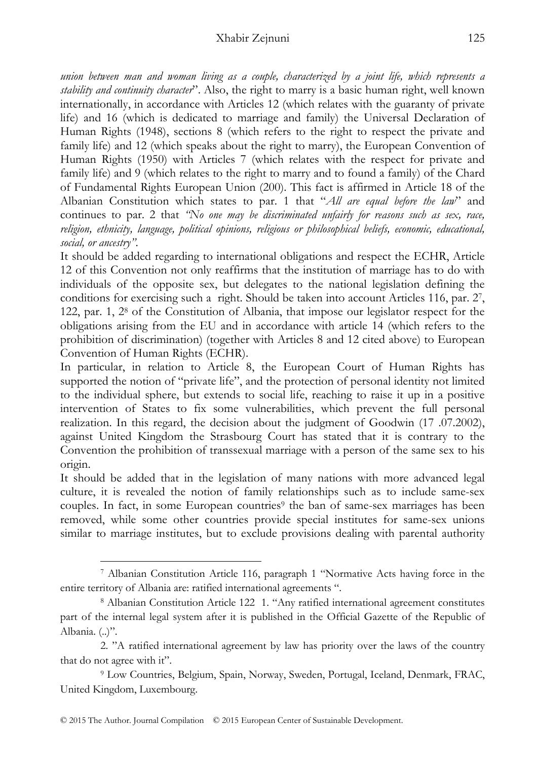*union between man and woman living as a couple, characterized by a joint life, which represents a stability and continuity character*". Also, the right to marry is a basic human right, well known internationally, in accordance with Articles 12 (which relates with the guaranty of private life) and 16 (which is dedicated to marriage and family) the Universal Declaration of Human Rights (1948), sections 8 (which refers to the right to respect the private and family life) and 12 (which speaks about the right to marry), the European Convention of Human Rights (1950) with Articles 7 (which relates with the respect for private and family life) and 9 (which relates to the right to marry and to found a family) of the Chard of Fundamental Rights European Union (200). This fact is affirmed in Article 18 of the Albanian Constitution which states to par. 1 that "*All are equal before the law*" and continues to par. 2 that *"No one may be discriminated unfairly for reasons such as sex, race, religion, ethnicity, language, political opinions, religious or philosophical beliefs, economic, educational, social, or ancestry"*.

It should be added regarding to international obligations and respect the ECHR, Article 12 of this Convention not only reaffirms that the institution of marriage has to do with individuals of the opposite sex, but delegates to the national legislation defining the conditions for exercising such a right. Should be taken into account Articles 116, par. 2[7], 122, par. 1, 2[8] of the Constitution of Albania, that impose our legislator respect for the obligations arising from the EU and in accordance with article 14 (which refers to the prohibition of discrimination) (together with Articles 8 and 12 cited above) to European Convention of Human Rights (ECHR).

In particular, in relation to Article 8, the European Court of Human Rights has supported the notion of "private life", and the protection of personal identity not limited to the individual sphere, but extends to social life, reaching to raise it up in a positive intervention of States to fix some vulnerabilities, which prevent the full personal realization. In this regard, the decision about the judgment of Goodwin (17 .07.2002), against United Kingdom the Strasbourg Court has stated that it is contrary to the Convention the prohibition of transsexual marriage with a person of the same sex to his origin.

It should be added that in the legislation of many nations with more advanced legal culture, it is revealed the notion of family relationships such as to include same-sex couples. In fact, in some European countries[9] the ban of same-sex marriages has been removed, while some other countries provide special institutes for same-sex unions similar to marriage institutes, but to exclude provisions dealing with parental authority

---

[7] Albanian Constitution Article 116, paragraph 1 "Normative Acts having force in the entire territory of Albania are: ratified international agreements ".

[8] Albanian Constitution Article 122 1. "Any ratified international agreement constitutes part of the internal legal system after it is published in the Official Gazette of the Republic of Albania. (..)".

2. "A ratified international agreement by law has priority over the laws of the country that do not agree with it".

[9] Low Countries, Belgium, Spain, Norway, Sweden, Portugal, Iceland, Denmark, FRAC, United Kingdom, Luxembourg.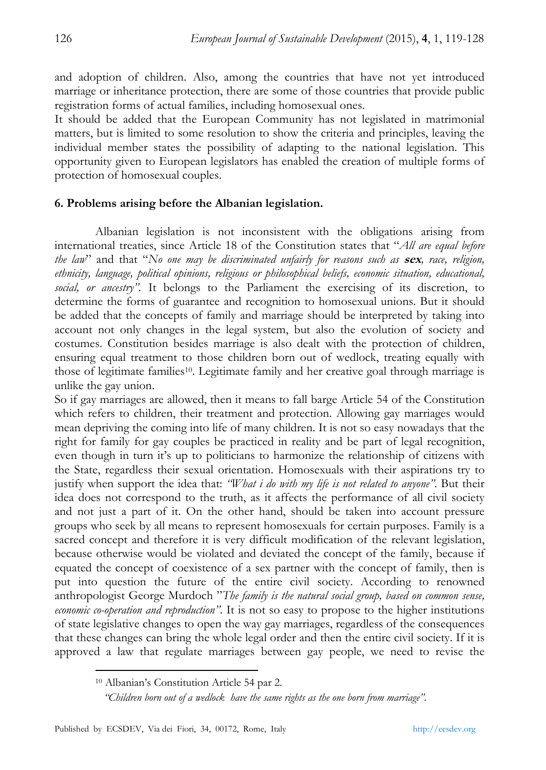and adoption of children. Also, among the countries that have not yet introduced marriage or inheritance protection, there are some of those countries that provide public registration forms of actual families, including homosexual ones.
It should be added that the European Community has not legislated in matrimonial matters, but is limited to some resolution to show the criteria and principles, leaving the individual member states the possibility of adapting to the national legislation. This opportunity given to European legislators has enabled the creation of multiple forms of protection of homosexual couples.

**6. Problems arising before the Albanian legislation.**

Albanian legislation is not inconsistent with the obligations arising from international treaties, since Article 18 of the Constitution states that "*All are equal before the law*" and that "*No one may be discriminated unfairly for reasons such as* ***sex****, race, religion, ethnicity, language, political opinions, religious or philosophical beliefs, economic situation, educational, social, or ancestry"*. It belongs to the Parliament the exercising of its discretion, to determine the forms of guarantee and recognition to homosexual unions. But it should be added that the concepts of family and marriage should be interpreted by taking into account not only changes in the legal system, but also the evolution of society and costumes. Constitution besides marriage is also dealt with the protection of children, ensuring equal treatment to those children born out of wedlock, treating equally with those of legitimate families[10]. Legitimate family and her creative goal through marriage is unlike the gay union.
So if gay marriages are allowed, then it means to fall barge Article 54 of the Constitution which refers to children, their treatment and protection. Allowing gay marriages would mean depriving the coming into life of many children. It is not so easy nowadays that the right for family for gay couples be practiced in reality and be part of legal recognition, even though in turn it's up to politicians to harmonize the relationship of citizens with the State, regardless their sexual orientation. Homosexuals with their aspirations try to justify when support the idea that: *"What i do with my life is not related to anyone"*. But their idea does not correspond to the truth, as it affects the performance of all civil society and not just a part of it. On the other hand, should be taken into account pressure groups who seek by all means to represent homosexuals for certain purposes. Family is a sacred concept and therefore it is very difficult modification of the relevant legislation, because otherwise would be violated and deviated the concept of the family, because if equated the concept of coexistence of a sex partner with the concept of family, then is put into question the future of the entire civil society. According to renowned anthropologist George Murdoch "*The family is the natural social group, based on common sense, economic co-operation and reproduction"*. It is not so easy to propose to the higher institutions of state legislative changes to open the way gay marriages, regardless of the consequences that these changes can bring the whole legal order and then the entire civil society. If it is approved a law that regulate marriages between gay people, we need to revise the

---

[10] Albanian's Constitution Article 54 par 2.
*"Children born out of a wedlock have the same rights as the one born from marriage"*.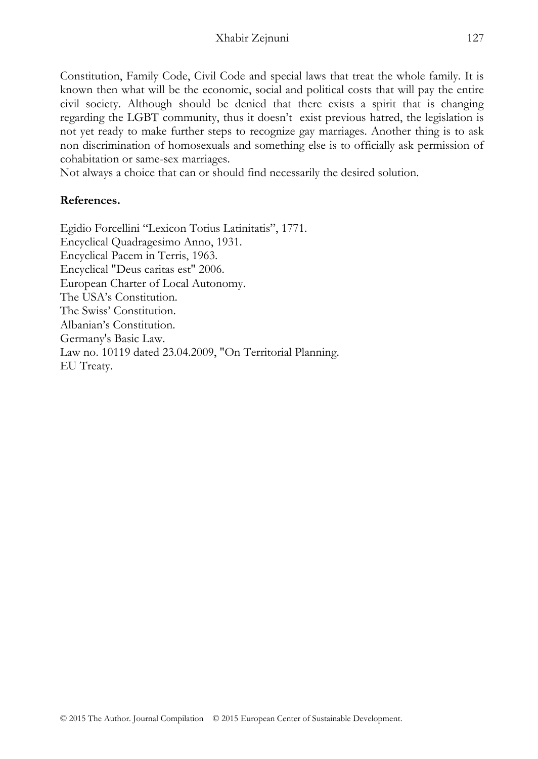Constitution, Family Code, Civil Code and special laws that treat the whole family. It is known then what will be the economic, social and political costs that will pay the entire civil society. Although should be denied that there exists a spirit that is changing regarding the LGBT community, thus it doesn't exist previous hatred, the legislation is not yet ready to make further steps to recognize gay marriages. Another thing is to ask non discrimination of homosexuals and something else is to officially ask permission of cohabitation or same-sex marriages.

Not always a choice that can or should find necessarily the desired solution.

**References.**

Egidio Forcellini "Lexicon Totius Latinitatis", 1771.
Encyclical Quadragesimo Anno, 1931.
Encyclical Pacem in Terris, 1963.
Encyclical "Deus caritas est" 2006.
European Charter of Local Autonomy.
The USA's Constitution.
The Swiss' Constitution.
Albanian's Constitution.
Germany's Basic Law.
Law no. 10119 dated 23.04.2009, "On Territorial Planning.
EU Treaty.